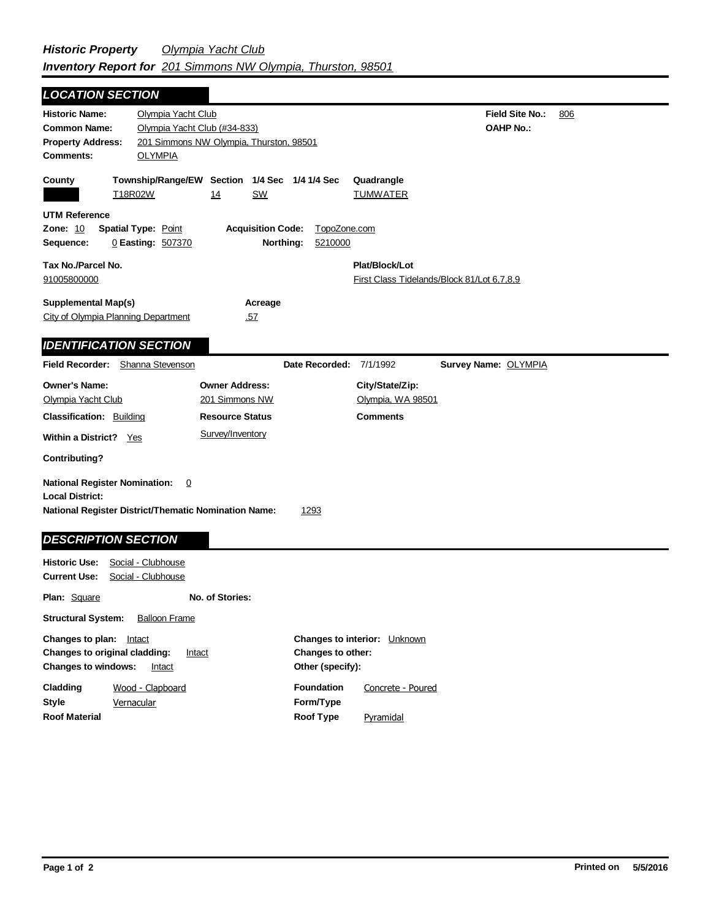## *Historic Property* *Olympia Yacht Club*
## *Inventory Report for* *201 Simmons NW Olympia, Thurston, 98501*

### LOCATION SECTION

**Historic Name:** Olympia Yacht Club

**Field Site No.:** 806

**Common Name:** Olympia Yacht Club (#34-833)

**OAHP No.:**

**Property Address:** 201 Simmons NW Olympia, Thurston, 98501

**Comments:** OLYMPIA

| County | Township/Range/EW | Section | 1/4 Sec | 1/4 1/4 Sec | Quadrangle |
|---|---|---|---|---|---|
| | T18R02W | 14 | SW | | TUMWATER |

**UTM Reference**

**Zone:** 10 **Spatial Type:** Point **Acquisition Code:** TopoZone.com

**Sequence:** 0 **Easting:** 507370 **Northing:** 5210000

**Tax No./Parcel No.:** 91005800000

**Plat/Block/Lot:** First Class Tidelands/Block 81/Lot 6,7,8,9

**Supplemental Map(s):** City of Olympia Planning Department

**Acreage:** .57

### IDENTIFICATION SECTION

**Field Recorder:** Shanna Stevenson **Date Recorded:** 7/1/1992 **Survey Name:** OLYMPIA

| Owner's Name: | Owner Address: | City/State/Zip: |
|---|---|---|
| Olympia Yacht Club | 201 Simmons NW | Olympia, WA 98501 |

**Classification:** Building

**Resource Status:** Survey/Inventory

**Comments**

**Within a District?** Yes

**Contributing?**

**National Register Nomination:** 0

**Local District:**

**National Register District/Thematic Nomination Name:** 1293

### DESCRIPTION SECTION

**Historic Use:** Social - Clubhouse

**Current Use:** Social - Clubhouse

**Plan:** Square **No. of Stories:**

**Structural System:** Balloon Frame

**Changes to plan:** Intact

**Changes to original cladding:** Intact

**Changes to windows:** Intact

**Changes to interior:** Unknown

**Changes to other:**

**Other (specify):**

**Cladding:** Wood - Clapboard

**Style:** Vernacular

**Roof Material:**

**Foundation:** Concrete - Poured

**Form/Type:**

**Roof Type:** Pyramidal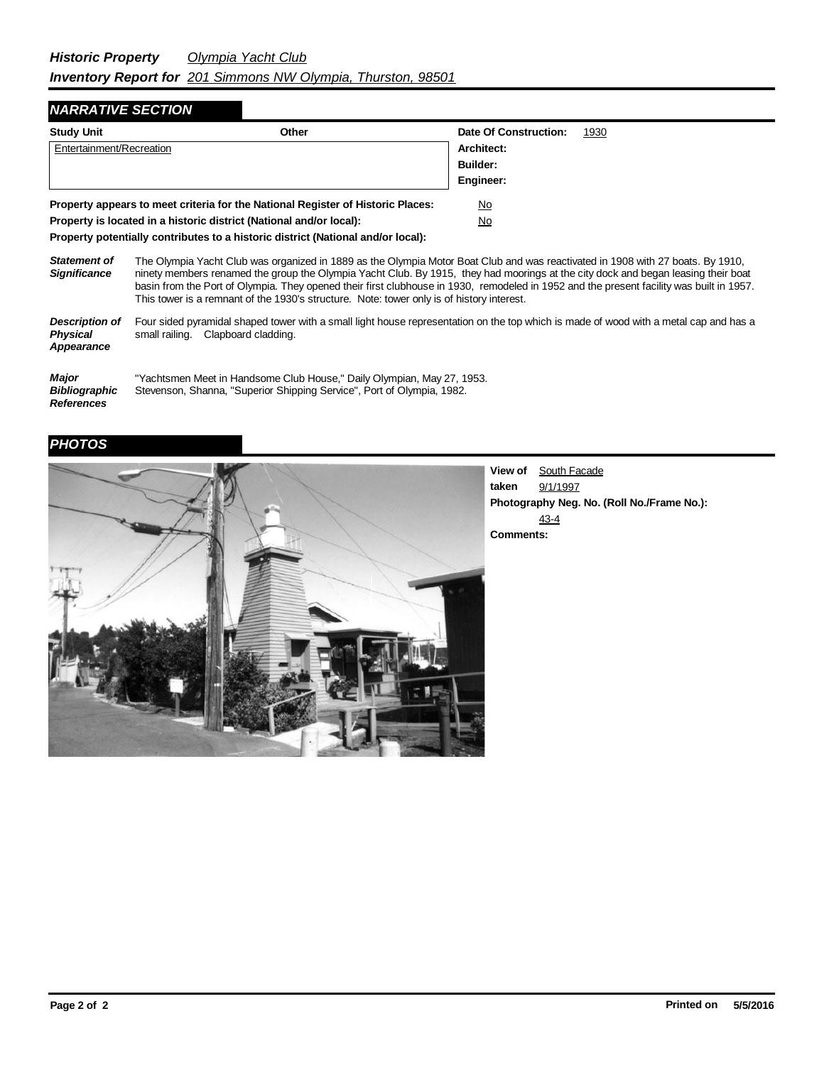***Historic Property*** *Olympia Yacht Club*
***Inventory Report for*** *201 Simmons NW Olympia, Thurston, 98501*

## *NARRATIVE SECTION*

| Study Unit | Other | |
|---|---|---|
| Entertainment/Recreation | | **Date Of Construction:** 1930 |
| | | **Architect:** |
| | | **Builder:** |
| | | **Engineer:** |

**Property appears to meet criteria for the National Register of Historic Places:** No

**Property is located in a historic district (National and/or local):** No

**Property potentially contributes to a historic district (National and/or local):**

***Statement of Significance***

The Olympia Yacht Club was organized in 1889 as the Olympia Motor Boat Club and was reactivated in 1908 with 27 boats. By 1910, ninety members renamed the group the Olympia Yacht Club. By 1915, they had moorings at the city dock and began leasing their boat basin from the Port of Olympia. They opened their first clubhouse in 1930, remodeled in 1952 and the present facility was built in 1957. This tower is a remnant of the 1930's structure. Note: tower only is of history interest.

***Description of Physical Appearance***

Four sided pyramidal shaped tower with a small light house representation on the top which is made of wood with a metal cap and has a small railing. Clapboard cladding.

***Major Bibliographic References***

"Yachtsmen Meet in Handsome Club House," Daily Olympian, May 27, 1953.
Stevenson, Shanna, "Superior Shipping Service", Port of Olympia, 1982.

## *PHOTOS*

**View of** South Facade
**taken** 9/1/1997
**Photography Neg. No. (Roll No./Frame No.):** 43-4
**Comments:**